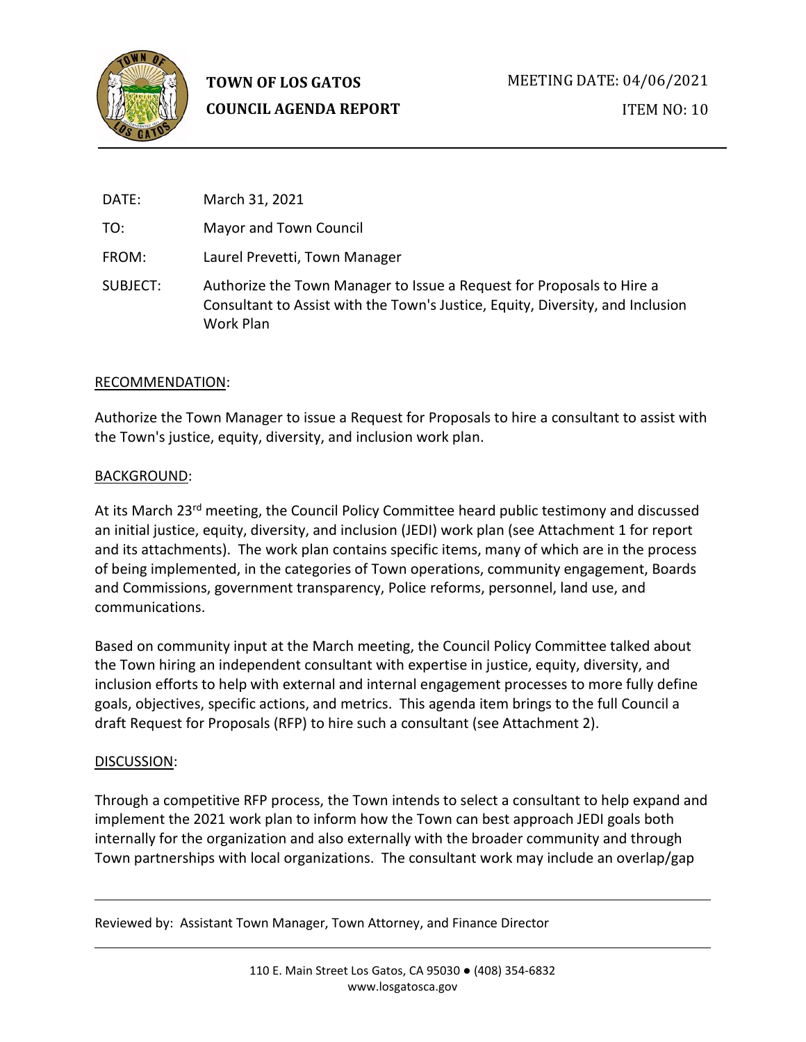**TOWN OF LOS GATOS**
**COUNCIL AGENDA REPORT**

MEETING DATE: 04/06/2021

ITEM NO: 10

DATE: March 31, 2021

TO: Mayor and Town Council

FROM: Laurel Prevetti, Town Manager

SUBJECT: Authorize the Town Manager to Issue a Request for Proposals to Hire a Consultant to Assist with the Town's Justice, Equity, Diversity, and Inclusion Work Plan

## RECOMMENDATION:

Authorize the Town Manager to issue a Request for Proposals to hire a consultant to assist with the Town's justice, equity, diversity, and inclusion work plan.

## BACKGROUND:

At its March 23rd meeting, the Council Policy Committee heard public testimony and discussed an initial justice, equity, diversity, and inclusion (JEDI) work plan (see Attachment 1 for report and its attachments). The work plan contains specific items, many of which are in the process of being implemented, in the categories of Town operations, community engagement, Boards and Commissions, government transparency, Police reforms, personnel, land use, and communications.

Based on community input at the March meeting, the Council Policy Committee talked about the Town hiring an independent consultant with expertise in justice, equity, diversity, and inclusion efforts to help with external and internal engagement processes to more fully define goals, objectives, specific actions, and metrics. This agenda item brings to the full Council a draft Request for Proposals (RFP) to hire such a consultant (see Attachment 2).

## DISCUSSION:

Through a competitive RFP process, the Town intends to select a consultant to help expand and implement the 2021 work plan to inform how the Town can best approach JEDI goals both internally for the organization and also externally with the broader community and through Town partnerships with local organizations. The consultant work may include an overlap/gap

Reviewed by: Assistant Town Manager, Town Attorney, and Finance Director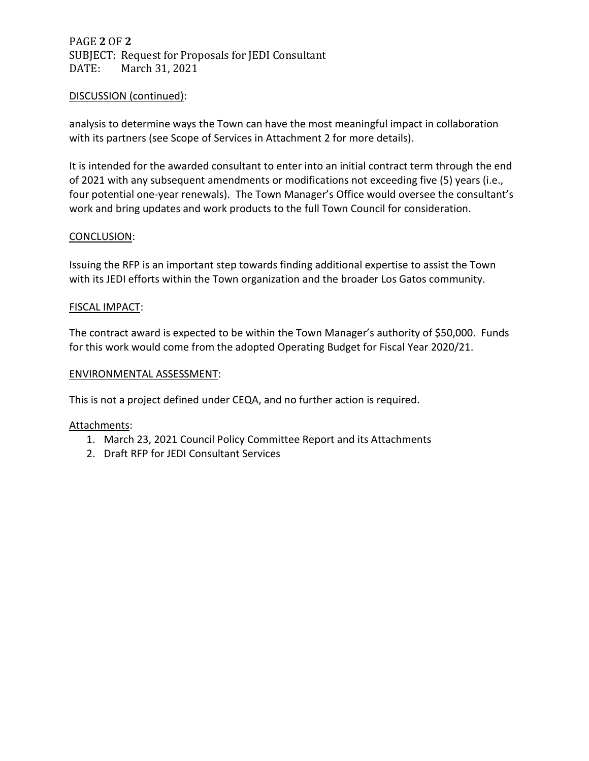DISCUSSION (continued):

analysis to determine ways the Town can have the most meaningful impact in collaboration with its partners (see Scope of Services in Attachment 2 for more details).

It is intended for the awarded consultant to enter into an initial contract term through the end of 2021 with any subsequent amendments or modifications not exceeding five (5) years (i.e., four potential one-year renewals). The Town Manager's Office would oversee the consultant's work and bring updates and work products to the full Town Council for consideration.

CONCLUSION:

Issuing the RFP is an important step towards finding additional expertise to assist the Town with its JEDI efforts within the Town organization and the broader Los Gatos community.

FISCAL IMPACT:

The contract award is expected to be within the Town Manager's authority of $50,000. Funds for this work would come from the adopted Operating Budget for Fiscal Year 2020/21.

ENVIRONMENTAL ASSESSMENT:

This is not a project defined under CEQA, and no further action is required.

Attachments:

1. March 23, 2021 Council Policy Committee Report and its Attachments
2. Draft RFP for JEDI Consultant Services